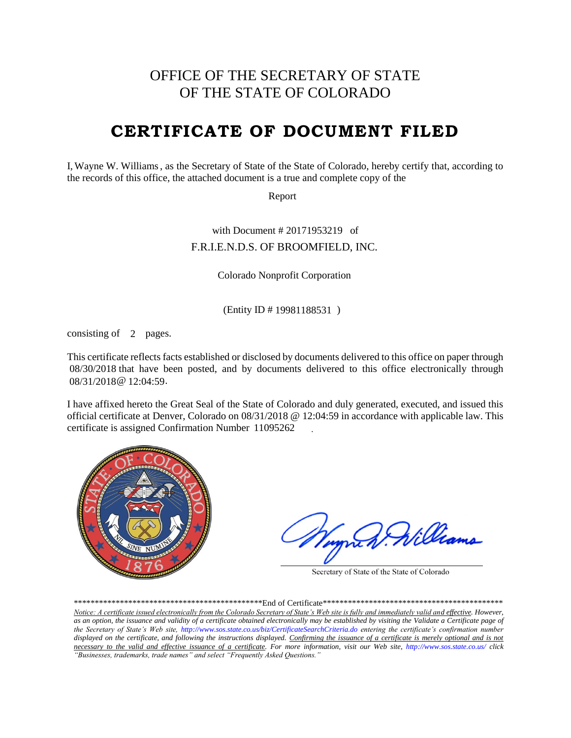# OFFICE OF THE SECRETARY OF STATE
# OF THE STATE OF COLORADO

## CERTIFICATE OF DOCUMENT FILED

I, Wayne W. Williams, as the Secretary of State of the State of Colorado, hereby certify that, according to the records of this office, the attached document is a true and complete copy of the

Report

with Document # 20171953219 of
F.R.I.E.N.D.S. OF BROOMFIELD, INC.

Colorado Nonprofit Corporation

(Entity ID # 19981188531 )

consisting of 2 pages.

This certificate reflects facts established or disclosed by documents delivered to this office on paper through 08/30/2018 that have been posted, and by documents delivered to this office electronically through 08/31/2018@ 12:04:59.

I have affixed hereto the Great Seal of the State of Colorado and duly generated, executed, and issued this official certificate at Denver, Colorado on 08/31/2018 @ 12:04:59 in accordance with applicable law. This certificate is assigned Confirmation Number 11095262 .

Secretary of State of the State of Colorado

*********************************************End of Certificate*******************************************

*Notice: A certificate issued electronically from the Colorado Secretary of State's Web site is fully and immediately valid and effective. However, as an option, the issuance and validity of a certificate obtained electronically may be established by visiting the Validate a Certificate page of the Secretary of State's Web site, http://www.sos.state.co.us/biz/CertificateSearchCriteria.do entering the certificate's confirmation number displayed on the certificate, and following the instructions displayed. Confirming the issuance of a certificate is merely optional and is not necessary to the valid and effective issuance of a certificate. For more information, visit our Web site, http://www.sos.state.co.us/ click "Businesses, trademarks, trade names" and select "Frequently Asked Questions."*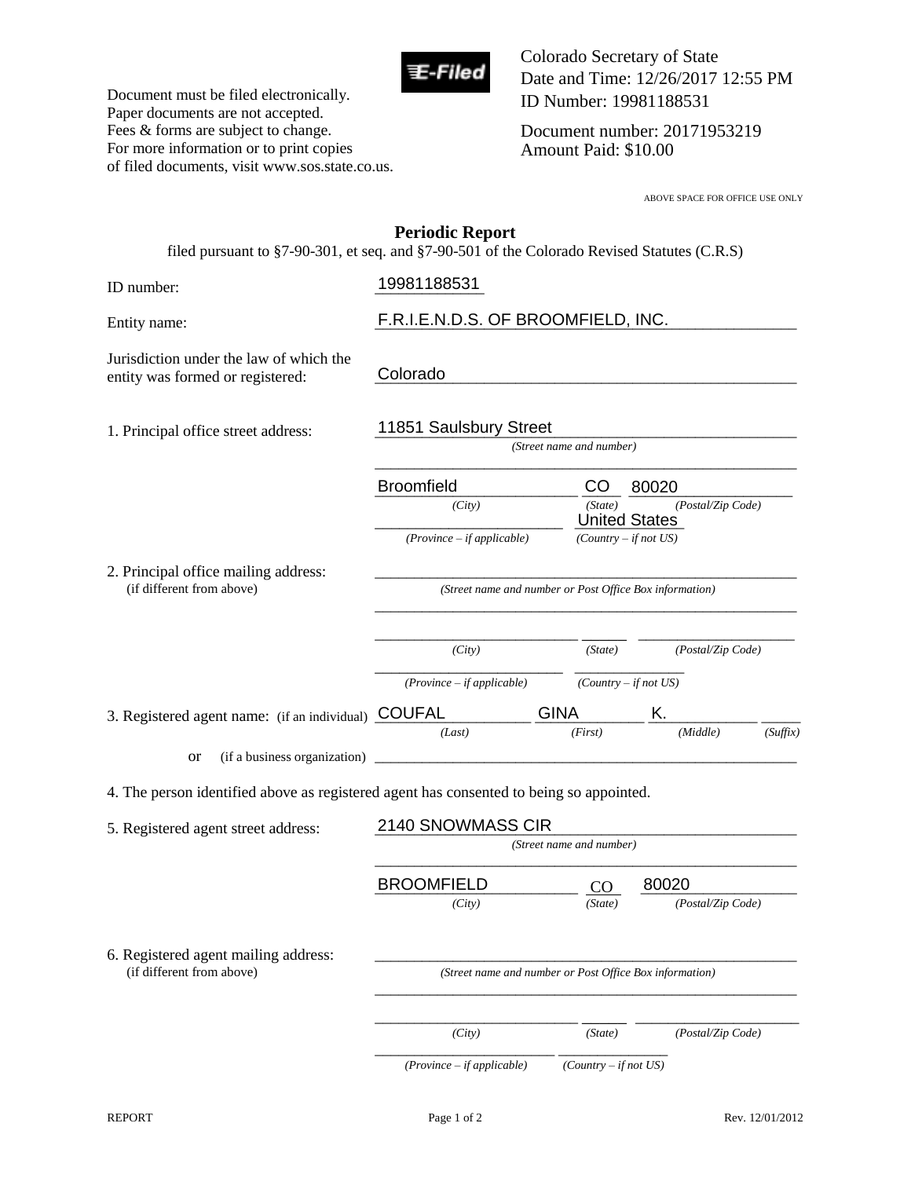Document must be filed electronically.
Paper documents are not accepted.
Fees & forms are subject to change.
For more information or to print copies
of filed documents, visit www.sos.state.co.us.

Colorado Secretary of State
Date and Time: 12/26/2017 12:55 PM
ID Number: 19981188531

Document number: 20171953219
Amount Paid: $10.00

ABOVE SPACE FOR OFFICE USE ONLY

## Periodic Report

filed pursuant to §7-90-301, et seq. and §7-90-501 of the Colorado Revised Statutes (C.R.S)

ID number: 19981188531

Entity name: F.R.I.E.N.D.S. OF BROOMFIELD, INC.

Jurisdiction under the law of which the entity was formed or registered: Colorado

1. Principal office street address: 11851 Saulsbury Street
   *(Street name and number)*
   Broomfield *(City)* CO *(State)* 80020 *(Postal/Zip Code)*
   *(Province – if applicable)* United States *(Country – if not US)*

2. Principal office mailing address: (if different from above)
   *(Street name and number or Post Office Box information)*
   *(City)* *(State)* *(Postal/Zip Code)*
   *(Province – if applicable)* *(Country – if not US)*

3. Registered agent name: (if an individual) COUFAL *(Last)* GINA *(First)* K. *(Middle)* *(Suffix)*
   or (if a business organization)

4. The person identified above as registered agent has consented to being so appointed.

5. Registered agent street address: 2140 SNOWMASS CIR
   *(Street name and number)*
   BROOMFIELD *(City)* CO *(State)* 80020 *(Postal/Zip Code)*

6. Registered agent mailing address: (if different from above)
   *(Street name and number or Post Office Box information)*
   *(City)* *(State)* *(Postal/Zip Code)*
   *(Province – if applicable)* *(Country – if not US)*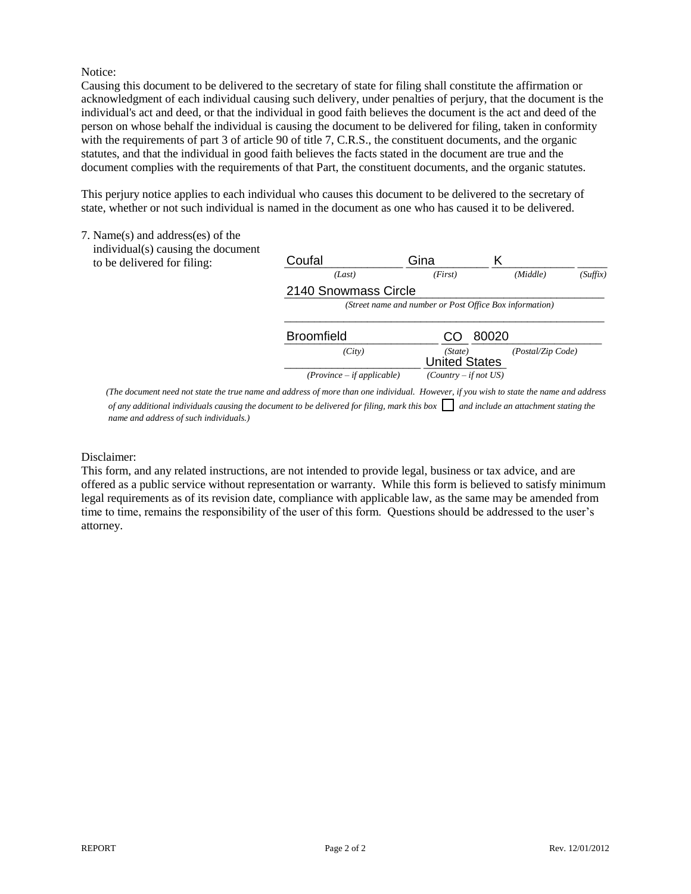Notice:

Causing this document to be delivered to the secretary of state for filing shall constitute the affirmation or acknowledgment of each individual causing such delivery, under penalties of perjury, that the document is the individual's act and deed, or that the individual in good faith believes the document is the act and deed of the person on whose behalf the individual is causing the document to be delivered for filing, taken in conformity with the requirements of part 3 of article 90 of title 7, C.R.S., the constituent documents, and the organic statutes, and that the individual in good faith believes the facts stated in the document are true and the document complies with the requirements of that Part, the constituent documents, and the organic statutes.

This perjury notice applies to each individual who causes this document to be delivered to the secretary of state, whether or not such individual is named in the document as one who has caused it to be delivered.

7. Name(s) and address(es) of the individual(s) causing the document to be delivered for filing:

| | | | |
|---|---|---|---|
| Coufal | Gina | K | |
| *(Last)* | *(First)* | *(Middle)* | *(Suffix)* |

2140 Snowmass Circle
*(Street name and number or Post Office Box information)*

| | | |
|---|---|---|
| Broomfield | CO | 80020 |
| *(City)* | *(State)* | *(Postal/Zip Code)* |
| | United States | |
| *(Province – if applicable)* | *(Country – if not US)* | |

*(The document need not state the true name and address of more than one individual. However, if you wish to state the name and address of any additional individuals causing the document to be delivered for filing, mark this box* ☐ *and include an attachment stating the name and address of such individuals.)*

Disclaimer:

This form, and any related instructions, are not intended to provide legal, business or tax advice, and are offered as a public service without representation or warranty. While this form is believed to satisfy minimum legal requirements as of its revision date, compliance with applicable law, as the same may be amended from time to time, remains the responsibility of the user of this form. Questions should be addressed to the user's attorney.